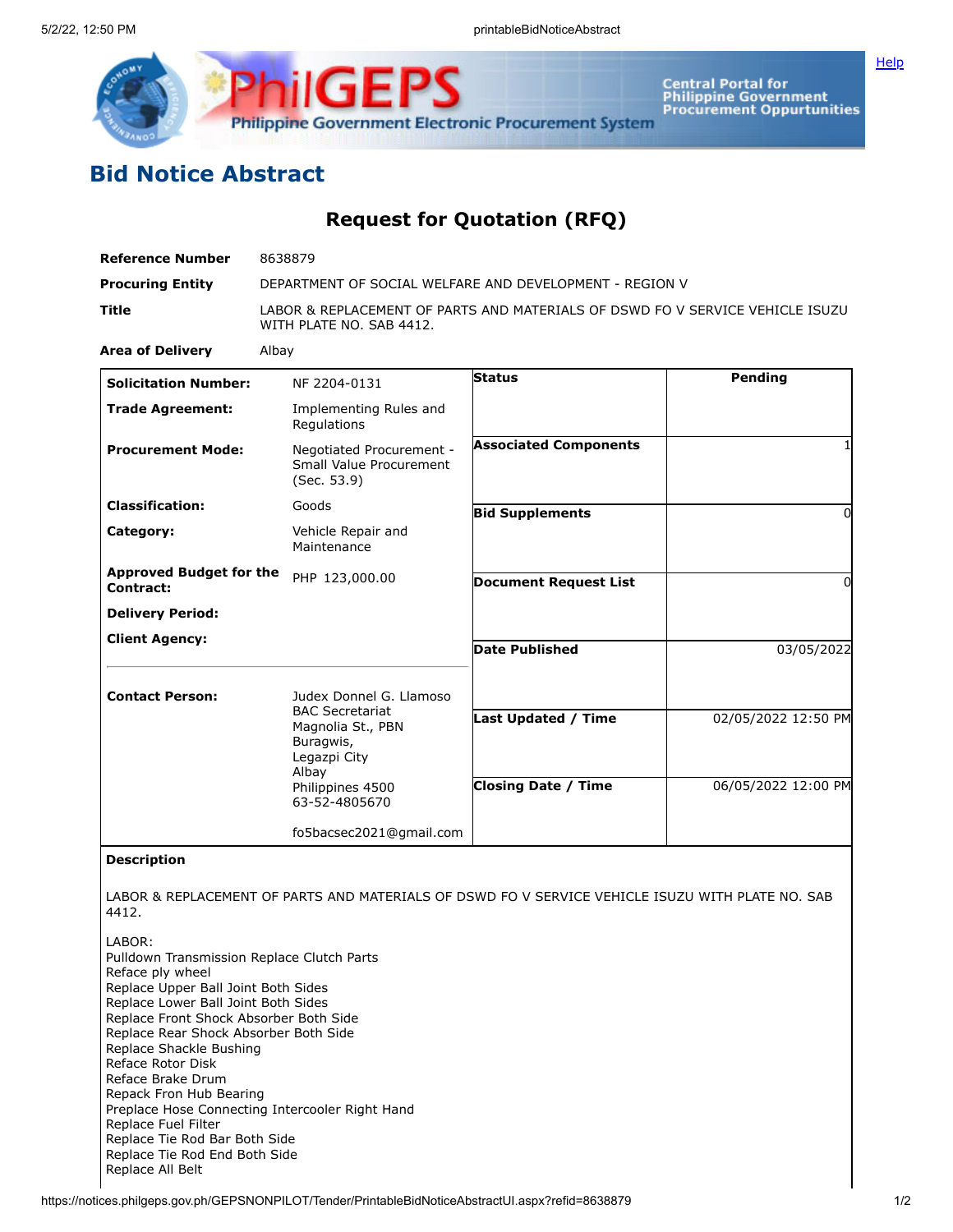# Bid Notice Abstract

## Request for Quotation (RFQ)

| | |
|---|---|
| **Reference Number** | 8638879 |
| **Procuring Entity** | DEPARTMENT OF SOCIAL WELFARE AND DEVELOPMENT - REGION V |
| **Title** | LABOR & REPLACEMENT OF PARTS AND MATERIALS OF DSWD FO V SERVICE VEHICLE ISUZU WITH PLATE NO. SAB 4412. |
| **Area of Delivery** | Albay |

| | | | |
|---|---|---|---|
| **Solicitation Number:** | NF 2204-0131 | **Status** | Pending |
| **Trade Agreement:** | Implementing Rules and Regulations | | |
| **Procurement Mode:** | Negotiated Procurement - Small Value Procurement (Sec. 53.9) | **Associated Components** | 1 |
| **Classification:** | Goods | **Bid Supplements** | 0 |
| **Category:** | Vehicle Repair and Maintenance | | |
| **Approved Budget for the Contract:** | PHP 123,000.00 | **Document Request List** | 0 |
| **Delivery Period:** | | | |
| **Client Agency:** | | **Date Published** | 03/05/2022 |
| **Contact Person:** | Judex Donnel G. Llamoso<br>BAC Secretariat<br>Magnolia St., PBN<br>Buragwis,<br>Legazpi City<br>Albay<br>Philippines 4500<br>63-52-4805670<br><br>fo5bacsec2021@gmail.com | **Last Updated / Time** | 02/05/2022 12:50 PM |
| | | **Closing Date / Time** | 06/05/2022 12:00 PM |

**Description**

LABOR & REPLACEMENT OF PARTS AND MATERIALS OF DSWD FO V SERVICE VEHICLE ISUZU WITH PLATE NO. SAB 4412.

LABOR:
Pulldown Transmission Replace Clutch Parts
Reface ply wheel
Replace Upper Ball Joint Both Sides
Replace Lower Ball Joint Both Sides
Replace Front Shock Absorber Both Side
Replace Rear Shock Absorber Both Side
Replace Shackle Bushing
Reface Rotor Disk
Reface Brake Drum
Repack Fron Hub Bearing
Preplace Hose Connecting Intercooler Right Hand
Replace Fuel Filter
Replace Tie Rod Bar Both Side
Replace Tie Rod End Both Side
Replace All Belt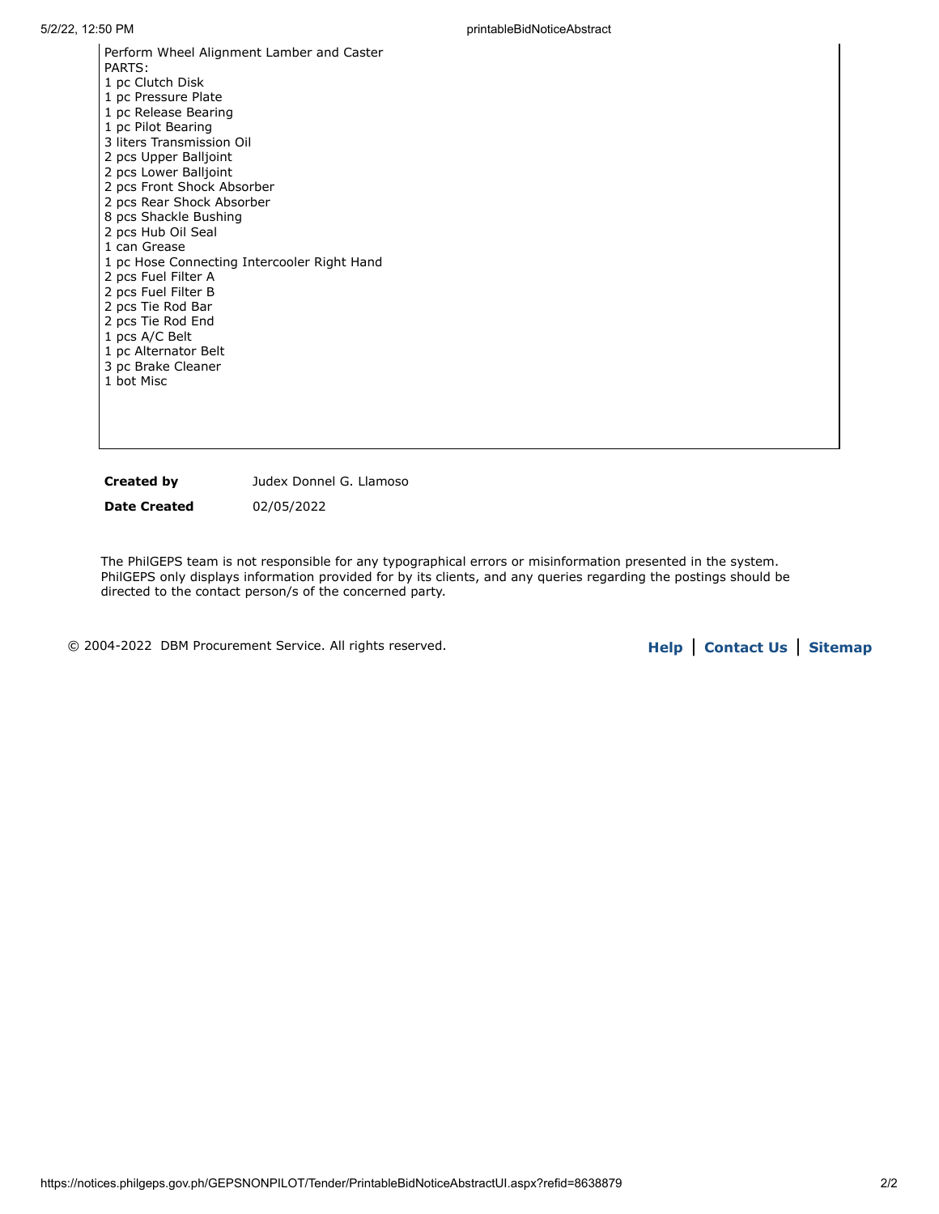Perform Wheel Alignment Lamber and Caster
PARTS:
1 pc Clutch Disk
1 pc Pressure Plate
1 pc Release Bearing
1 pc Pilot Bearing
3 liters Transmission Oil
2 pcs Upper Balljoint
2 pcs Lower Balljoint
2 pcs Front Shock Absorber
2 pcs Rear Shock Absorber
8 pcs Shackle Bushing
2 pcs Hub Oil Seal
1 can Grease
1 pc Hose Connecting Intercooler Right Hand
2 pcs Fuel Filter A
2 pcs Fuel Filter B
2 pcs Tie Rod Bar
2 pcs Tie Rod End
1 pcs A/C Belt
1 pc Alternator Belt
3 pc Brake Cleaner
1 bot Misc

| | |
|---|---|
| **Created by** | Judex Donnel G. Llamoso |
| **Date Created** | 02/05/2022 |

The PhilGEPS team is not responsible for any typographical errors or misinformation presented in the system. PhilGEPS only displays information provided for by its clients, and any queries regarding the postings should be directed to the contact person/s of the concerned party.

© 2004-2022 DBM Procurement Service. All rights reserved.

**Help** | **Contact Us** | **Sitemap**